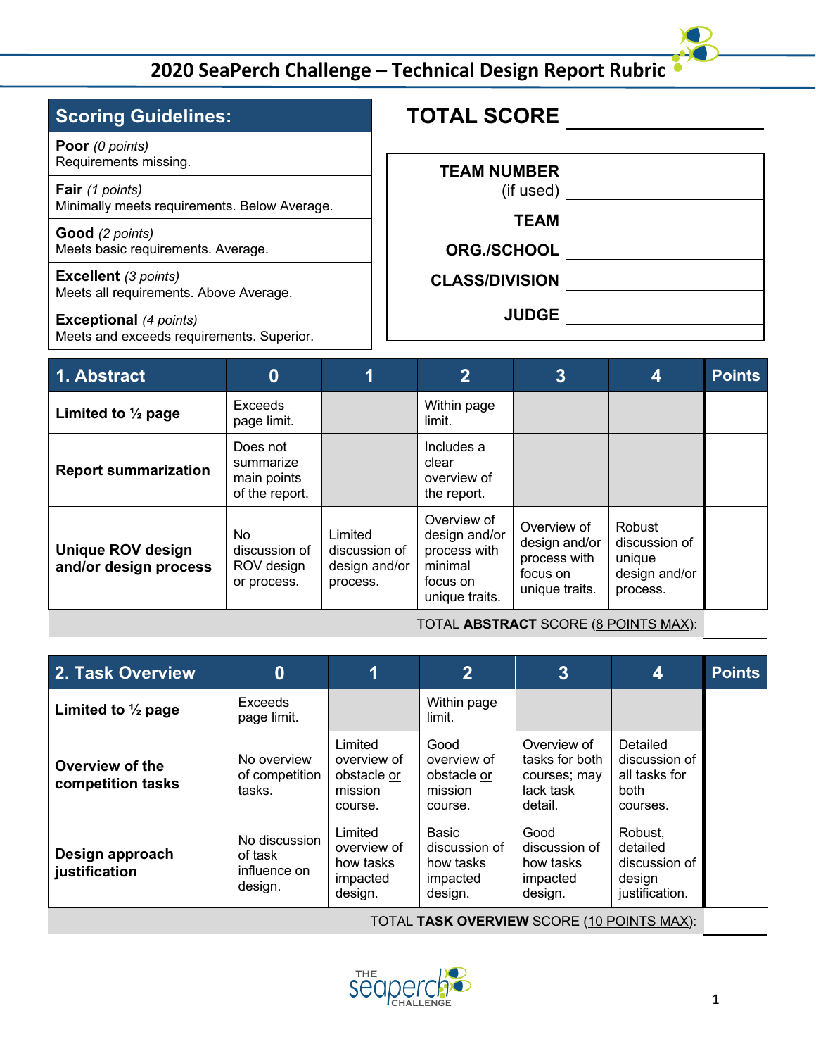# 2020 SeaPerch Challenge – Technical Design Report Rubric

| Scoring Guidelines: |
|---|
| **Poor** *(0 points)* Requirements missing. |
| **Fair** *(1 points)* Minimally meets requirements. Below Average. |
| **Good** *(2 points)* Meets basic requirements. Average. |
| **Excellent** *(3 points)* Meets all requirements. Above Average. |
| **Exceptional** *(4 points)* Meets and exceeds requirements. Superior. |

**TOTAL SCORE** ____________

| | |
|---|---|
| **TEAM NUMBER** (if used) | |
| **TEAM** | |
| **ORG./SCHOOL** | |
| **CLASS/DIVISION** | |
| **JUDGE** | |

| 1. Abstract | 0 | 1 | 2 | 3 | 4 | Points |
|---|---|---|---|---|---|---|
| **Limited to ½ page** | Exceeds page limit. | | Within page limit. | | | |
| **Report summarization** | Does not summarize main points of the report. | | Includes a clear overview of the report. | | | |
| **Unique ROV design and/or design process** | No discussion of ROV design or process. | Limited discussion of design and/or process. | Overview of design and/or process with minimal focus on unique traits. | Overview of design and/or process with focus on unique traits. | Robust discussion of unique design and/or process. | |
| | | | | | TOTAL **ABSTRACT** SCORE (8 POINTS MAX): | |

| 2. Task Overview | 0 | 1 | 2 | 3 | 4 | Points |
|---|---|---|---|---|---|---|
| **Limited to ½ page** | Exceeds page limit. | | Within page limit. | | | |
| **Overview of the competition tasks** | No overview of competition tasks. | Limited overview of obstacle or mission course. | Good overview of obstacle or mission course. | Overview of tasks for both courses; may lack task detail. | Detailed discussion of all tasks for both courses. | |
| **Design approach justification** | No discussion of task influence on design. | Limited overview of how tasks impacted design. | Basic discussion of how tasks impacted design. | Good discussion of how tasks impacted design. | Robust, detailed discussion of design justification. | |
| | | | | | TOTAL **TASK OVERVIEW** SCORE (10 POINTS MAX): | |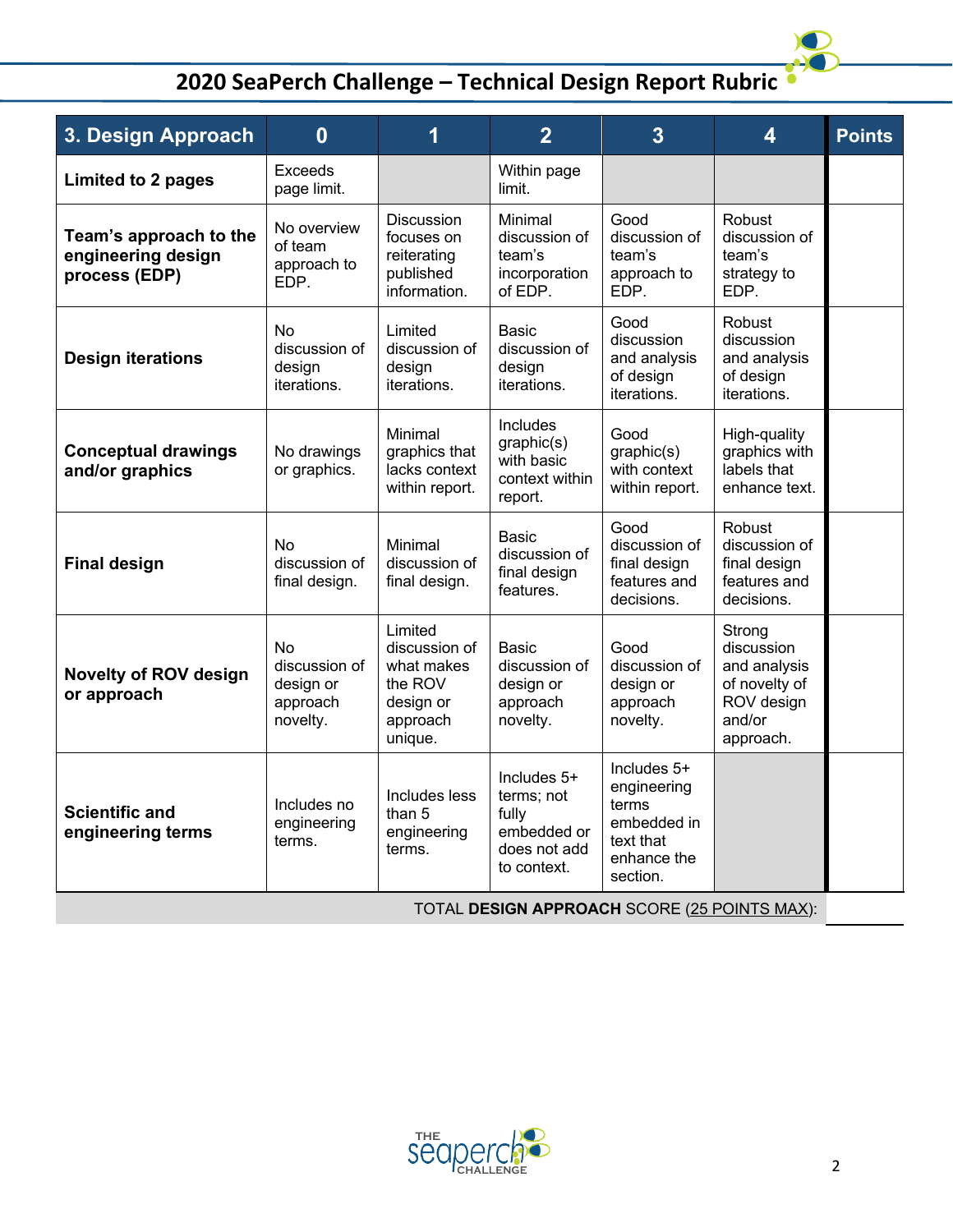## 2020 SeaPerch Challenge – Technical Design Report Rubric

| 3. Design Approach | 0 | 1 | 2 | 3 | 4 | Points |
|---|---|---|---|---|---|---|
| **Limited to 2 pages** | Exceeds page limit. | | Within page limit. | | | |
| **Team's approach to the engineering design process (EDP)** | No overview of team approach to EDP. | Discussion focuses on reiterating published information. | Minimal discussion of team's incorporation of EDP. | Good discussion of team's approach to EDP. | Robust discussion of team's strategy to EDP. | |
| **Design iterations** | No discussion of design iterations. | Limited discussion of design iterations. | Basic discussion of design iterations. | Good discussion and analysis of design iterations. | Robust discussion and analysis of design iterations. | |
| **Conceptual drawings and/or graphics** | No drawings or graphics. | Minimal graphics that lacks context within report. | Includes graphic(s) with basic context within report. | Good graphic(s) with context within report. | High-quality graphics with labels that enhance text. | |
| **Final design** | No discussion of final design. | Minimal discussion of final design. | Basic discussion of final design features. | Good discussion of final design features and decisions. | Robust discussion of final design features and decisions. | |
| **Novelty of ROV design or approach** | No discussion of design or approach novelty. | Limited discussion of what makes the ROV design or approach unique. | Basic discussion of design or approach novelty. | Good discussion of design or approach novelty. | Strong discussion and analysis of novelty of ROV design and/or approach. | |
| **Scientific and engineering terms** | Includes no engineering terms. | Includes less than 5 engineering terms. | Includes 5+ terms; not fully embedded or does not add to context. | Includes 5+ engineering terms embedded in text that enhance the section. | | |
| | | | | | TOTAL **DESIGN APPROACH** SCORE (25 POINTS MAX): | |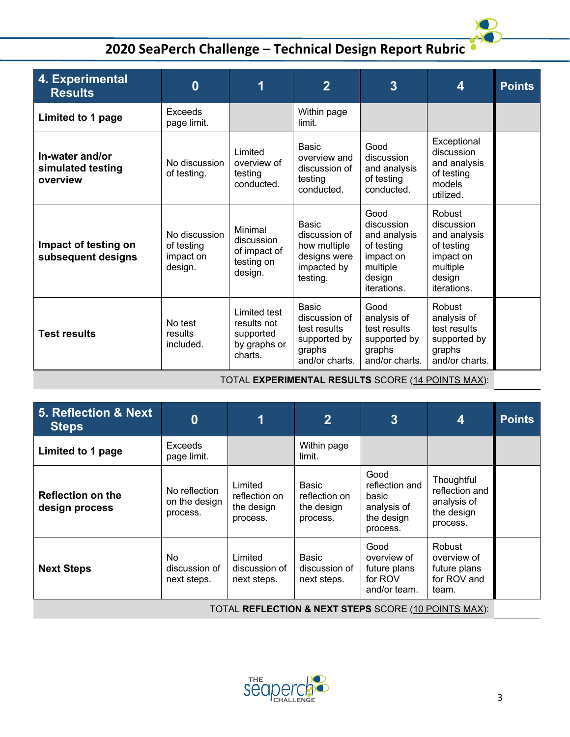# 2020 SeaPerch Challenge – Technical Design Report Rubric

| 4. Experimental Results | 0 | 1 | 2 | 3 | 4 | Points |
|---|---|---|---|---|---|---|
| **Limited to 1 page** | Exceeds page limit. | | Within page limit. | | | |
| **In-water and/or simulated testing overview** | No discussion of testing. | Limited overview of testing conducted. | Basic overview and discussion of testing conducted. | Good discussion and analysis of testing conducted. | Exceptional discussion and analysis of testing models utilized. | |
| **Impact of testing on subsequent designs** | No discussion of testing impact on design. | Minimal discussion of impact of testing on design. | Basic discussion of how multiple designs were impacted by testing. | Good discussion and analysis of testing impact on multiple design iterations. | Robust discussion and analysis of testing impact on multiple design iterations. | |
| **Test results** | No test results included. | Limited test results not supported by graphs or charts. | Basic discussion of test results supported by graphs and/or charts. | Good analysis of test results supported by graphs and/or charts. | Robust analysis of test results supported by graphs and/or charts. | |
| TOTAL **EXPERIMENTAL RESULTS** SCORE (14 POINTS MAX): | | | | | | |

| 5. Reflection & Next Steps | 0 | 1 | 2 | 3 | 4 | Points |
|---|---|---|---|---|---|---|
| **Limited to 1 page** | Exceeds page limit. | | Within page limit. | | | |
| **Reflection on the design process** | No reflection on the design process. | Limited reflection on the design process. | Basic reflection on the design process. | Good reflection and basic analysis of the design process. | Thoughtful reflection and analysis of the design process. | |
| **Next Steps** | No discussion of next steps. | Limited discussion of next steps. | Basic discussion of next steps. | Good overview of future plans for ROV and/or team. | Robust overview of future plans for ROV and team. | |
| TOTAL **REFLECTION & NEXT STEPS** SCORE (10 POINTS MAX): | | | | | | |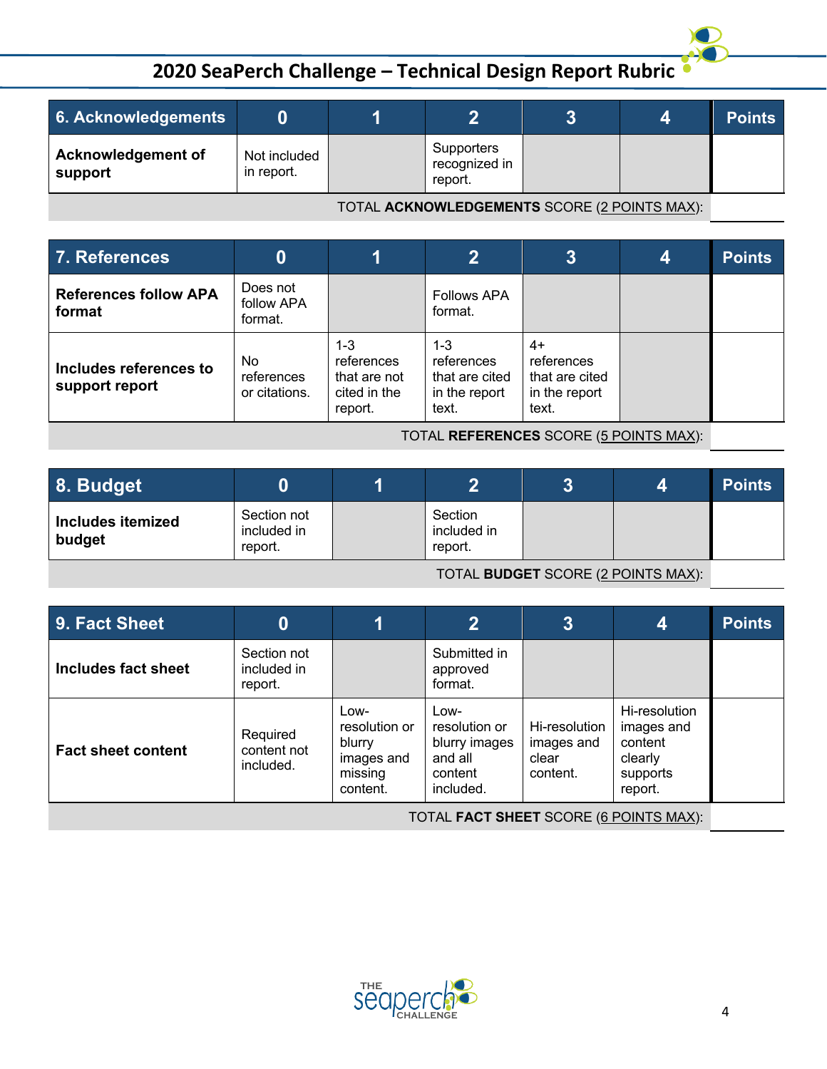## 2020 SeaPerch Challenge – Technical Design Report Rubric

| 6. Acknowledgements | 0 | 1 | 2 | 3 | 4 | Points |
|---|---|---|---|---|---|---|
| **Acknowledgement of support** | Not included in report. | | Supporters recognized in report. | | | |
| TOTAL **ACKNOWLEDGEMENTS** SCORE (2 POINTS MAX): | | | | | | |

| 7. References | 0 | 1 | 2 | 3 | 4 | Points |
|---|---|---|---|---|---|---|
| **References follow APA format** | Does not follow APA format. | | Follows APA format. | | | |
| **Includes references to support report** | No references or citations. | 1-3 references that are not cited in the report. | 1-3 references that are cited in the report text. | 4+ references that are cited in the report text. | | |
| TOTAL **REFERENCES** SCORE (5 POINTS MAX): | | | | | | |

| 8. Budget | 0 | 1 | 2 | 3 | 4 | Points |
|---|---|---|---|---|---|---|
| **Includes itemized budget** | Section not included in report. | | Section included in report. | | | |
| TOTAL **BUDGET** SCORE (2 POINTS MAX): | | | | | | |

| 9. Fact Sheet | 0 | 1 | 2 | 3 | 4 | Points |
|---|---|---|---|---|---|---|
| **Includes fact sheet** | Section not included in report. | | Submitted in approved format. | | | |
| **Fact sheet content** | Required content not included. | Low-resolution or blurry images and missing content. | Low-resolution or blurry images and all content included. | Hi-resolution images and clear content. | Hi-resolution images and content clearly supports report. | |
| TOTAL **FACT SHEET** SCORE (6 POINTS MAX): | | | | | | |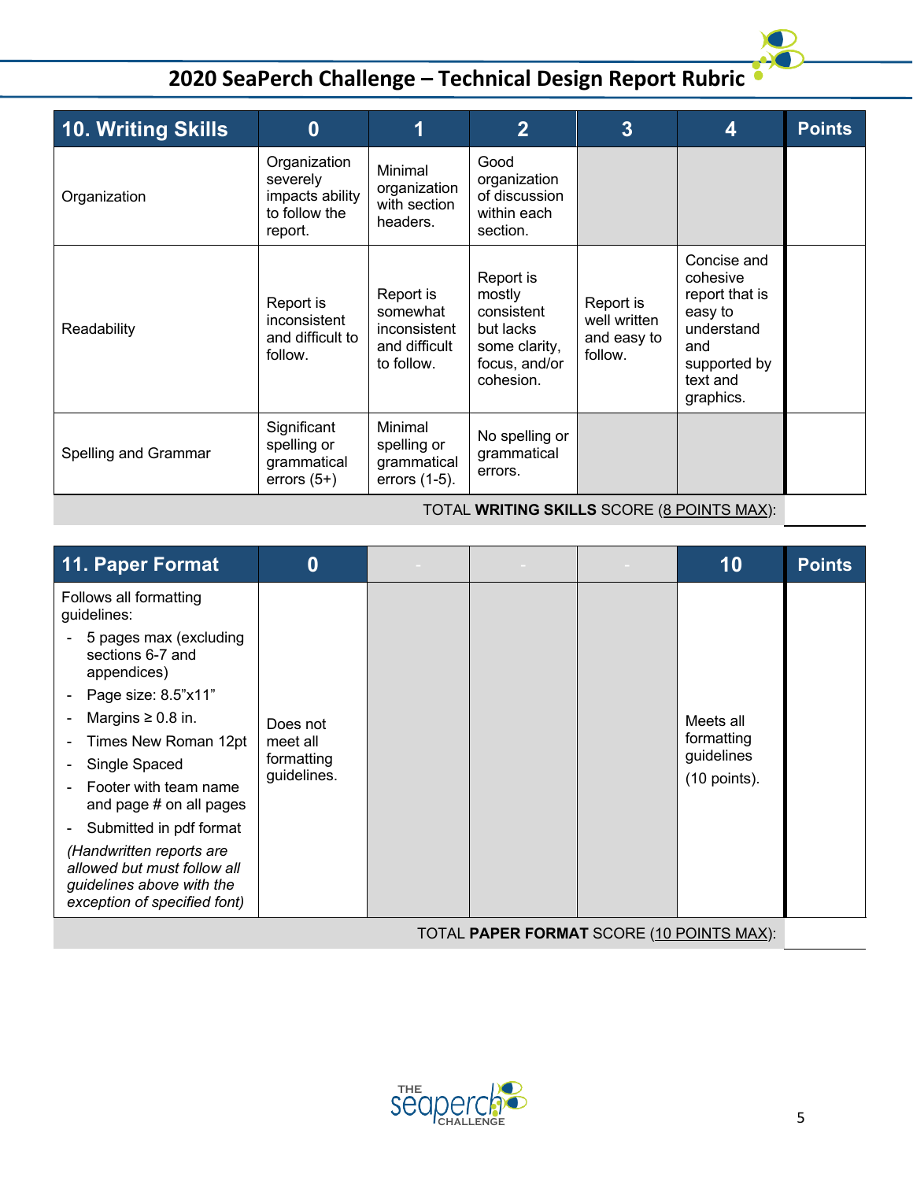# 2020 SeaPerch Challenge – Technical Design Report Rubric

| 10. Writing Skills | 0 | 1 | 2 | 3 | 4 | Points |
|---|---|---|---|---|---|---|
| Organization | Organization severely impacts ability to follow the report. | Minimal organization with section headers. | Good organization of discussion within each section. | | | |
| Readability | Report is inconsistent and difficult to follow. | Report is somewhat inconsistent and difficult to follow. | Report is mostly consistent but lacks some clarity, focus, and/or cohesion. | Report is well written and easy to follow. | Concise and cohesive report that is easy to understand and supported by text and graphics. | |
| Spelling and Grammar | Significant spelling or grammatical errors (5+) | Minimal spelling or grammatical errors (1-5). | No spelling or grammatical errors. | | | |
| | | | | | TOTAL **WRITING SKILLS** SCORE (8 POINTS MAX): | |

| 11. Paper Format | 0 | - | - | - | 10 | Points |
|---|---|---|---|---|---|---|
| Follows all formatting guidelines:<br>- 5 pages max (excluding sections 6-7 and appendices)<br>- Page size: 8.5"x11"<br>- Margins ≥ 0.8 in.<br>- Times New Roman 12pt<br>- Single Spaced<br>- Footer with team name and page # on all pages<br>- Submitted in pdf format<br>*(Handwritten reports are allowed but must follow all guidelines above with the exception of specified font)* | Does not meet all formatting guidelines. | | | | Meets all formatting guidelines<br>(10 points). | |
| | | | | | TOTAL **PAPER FORMAT** SCORE (10 POINTS MAX): | |